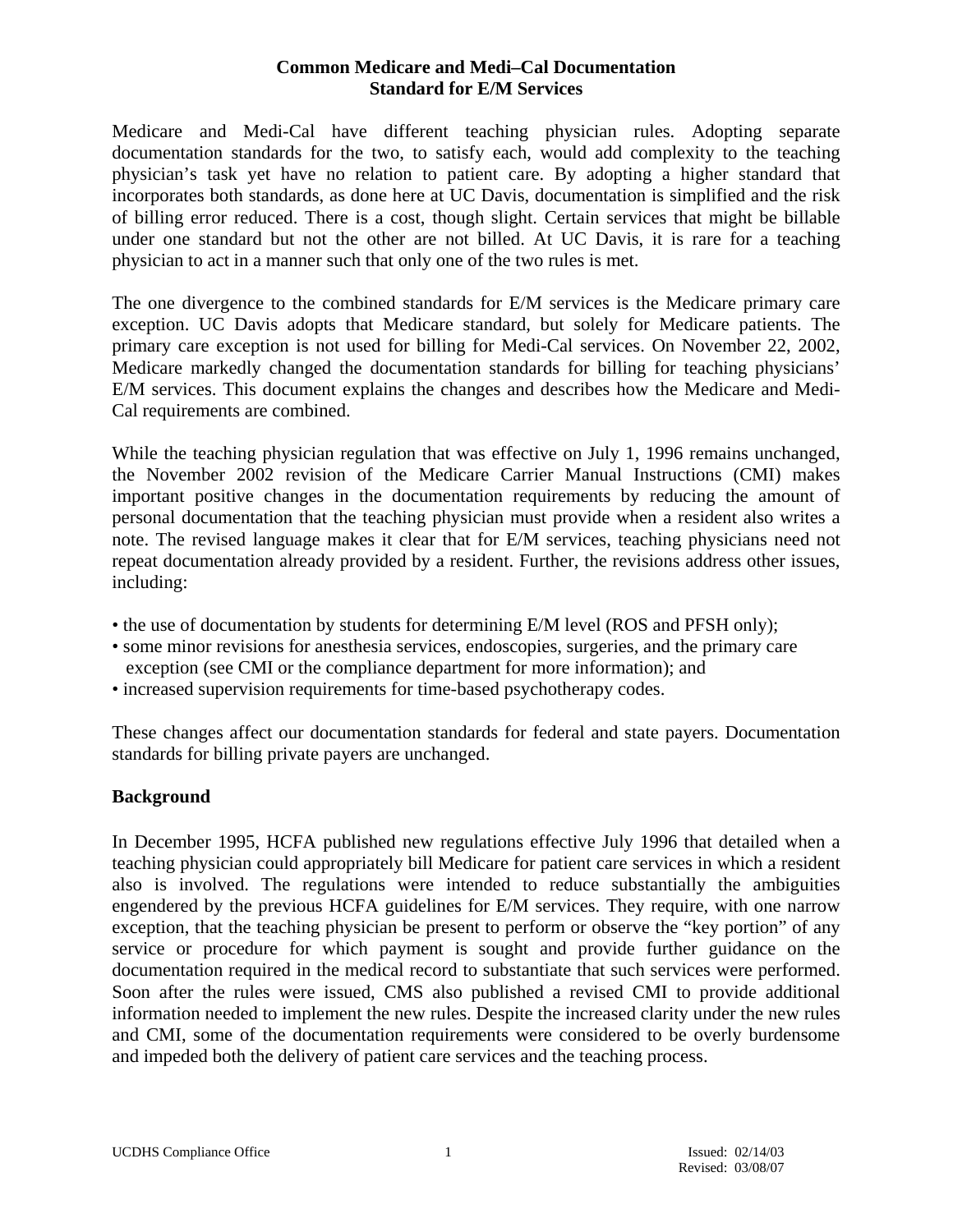# Common Medicare and Medi–Cal Documentation Standard for E/M Services

Medicare and Medi-Cal have different teaching physician rules. Adopting separate documentation standards for the two, to satisfy each, would add complexity to the teaching physician's task yet have no relation to patient care. By adopting a higher standard that incorporates both standards, as done here at UC Davis, documentation is simplified and the risk of billing error reduced. There is a cost, though slight. Certain services that might be billable under one standard but not the other are not billed. At UC Davis, it is rare for a teaching physician to act in a manner such that only one of the two rules is met.

The one divergence to the combined standards for E/M services is the Medicare primary care exception. UC Davis adopts that Medicare standard, but solely for Medicare patients. The primary care exception is not used for billing for Medi-Cal services. On November 22, 2002, Medicare markedly changed the documentation standards for billing for teaching physicians' E/M services. This document explains the changes and describes how the Medicare and Medi-Cal requirements are combined.

While the teaching physician regulation that was effective on July 1, 1996 remains unchanged, the November 2002 revision of the Medicare Carrier Manual Instructions (CMI) makes important positive changes in the documentation requirements by reducing the amount of personal documentation that the teaching physician must provide when a resident also writes a note. The revised language makes it clear that for E/M services, teaching physicians need not repeat documentation already provided by a resident. Further, the revisions address other issues, including:

- the use of documentation by students for determining E/M level (ROS and PFSH only);
- some minor revisions for anesthesia services, endoscopies, surgeries, and the primary care exception (see CMI or the compliance department for more information); and
- increased supervision requirements for time-based psychotherapy codes.

These changes affect our documentation standards for federal and state payers. Documentation standards for billing private payers are unchanged.

## Background

In December 1995, HCFA published new regulations effective July 1996 that detailed when a teaching physician could appropriately bill Medicare for patient care services in which a resident also is involved. The regulations were intended to reduce substantially the ambiguities engendered by the previous HCFA guidelines for E/M services. They require, with one narrow exception, that the teaching physician be present to perform or observe the "key portion" of any service or procedure for which payment is sought and provide further guidance on the documentation required in the medical record to substantiate that such services were performed. Soon after the rules were issued, CMS also published a revised CMI to provide additional information needed to implement the new rules. Despite the increased clarity under the new rules and CMI, some of the documentation requirements were considered to be overly burdensome and impeded both the delivery of patient care services and the teaching process.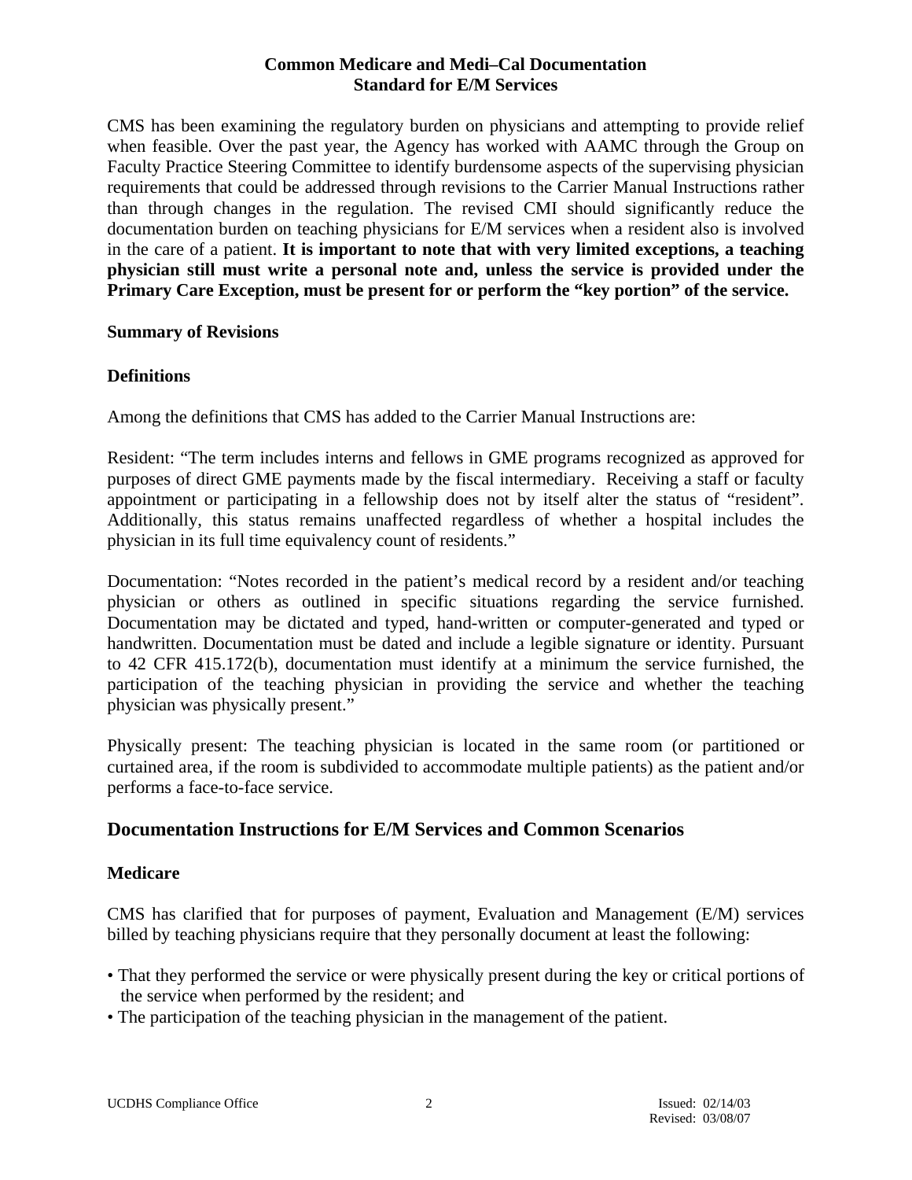**Common Medicare and Medi–Cal Documentation Standard for E/M Services**

CMS has been examining the regulatory burden on physicians and attempting to provide relief when feasible. Over the past year, the Agency has worked with AAMC through the Group on Faculty Practice Steering Committee to identify burdensome aspects of the supervising physician requirements that could be addressed through revisions to the Carrier Manual Instructions rather than through changes in the regulation. The revised CMI should significantly reduce the documentation burden on teaching physicians for E/M services when a resident also is involved in the care of a patient. **It is important to note that with very limited exceptions, a teaching physician still must write a personal note and, unless the service is provided under the Primary Care Exception, must be present for or perform the "key portion" of the service.**

**Summary of Revisions**

**Definitions**

Among the definitions that CMS has added to the Carrier Manual Instructions are:

Resident: "The term includes interns and fellows in GME programs recognized as approved for purposes of direct GME payments made by the fiscal intermediary. Receiving a staff or faculty appointment or participating in a fellowship does not by itself alter the status of "resident". Additionally, this status remains unaffected regardless of whether a hospital includes the physician in its full time equivalency count of residents."

Documentation: "Notes recorded in the patient's medical record by a resident and/or teaching physician or others as outlined in specific situations regarding the service furnished. Documentation may be dictated and typed, hand-written or computer-generated and typed or handwritten. Documentation must be dated and include a legible signature or identity. Pursuant to 42 CFR 415.172(b), documentation must identify at a minimum the service furnished, the participation of the teaching physician in providing the service and whether the teaching physician was physically present."

Physically present: The teaching physician is located in the same room (or partitioned or curtained area, if the room is subdivided to accommodate multiple patients) as the patient and/or performs a face-to-face service.

## Documentation Instructions for E/M Services and Common Scenarios

**Medicare**

CMS has clarified that for purposes of payment, Evaluation and Management (E/M) services billed by teaching physicians require that they personally document at least the following:

- That they performed the service or were physically present during the key or critical portions of the service when performed by the resident; and
- The participation of the teaching physician in the management of the patient.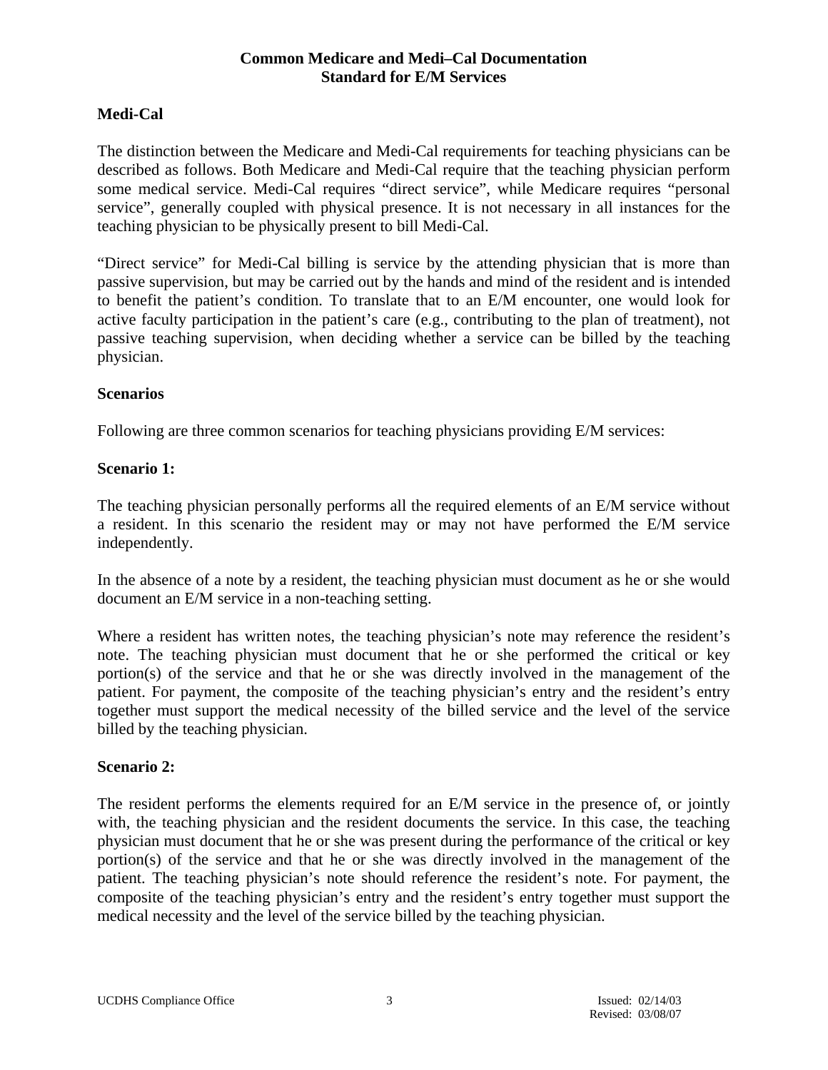**Common Medicare and Medi–Cal Documentation Standard for E/M Services**

## Medi-Cal

The distinction between the Medicare and Medi-Cal requirements for teaching physicians can be described as follows. Both Medicare and Medi-Cal require that the teaching physician perform some medical service. Medi-Cal requires "direct service", while Medicare requires "personal service", generally coupled with physical presence. It is not necessary in all instances for the teaching physician to be physically present to bill Medi-Cal.

"Direct service" for Medi-Cal billing is service by the attending physician that is more than passive supervision, but may be carried out by the hands and mind of the resident and is intended to benefit the patient's condition. To translate that to an E/M encounter, one would look for active faculty participation in the patient's care (e.g., contributing to the plan of treatment), not passive teaching supervision, when deciding whether a service can be billed by the teaching physician.

## Scenarios

Following are three common scenarios for teaching physicians providing E/M services:

### Scenario 1:

The teaching physician personally performs all the required elements of an E/M service without a resident. In this scenario the resident may or may not have performed the E/M service independently.

In the absence of a note by a resident, the teaching physician must document as he or she would document an E/M service in a non-teaching setting.

Where a resident has written notes, the teaching physician's note may reference the resident's note. The teaching physician must document that he or she performed the critical or key portion(s) of the service and that he or she was directly involved in the management of the patient. For payment, the composite of the teaching physician's entry and the resident's entry together must support the medical necessity of the billed service and the level of the service billed by the teaching physician.

### Scenario 2:

The resident performs the elements required for an E/M service in the presence of, or jointly with, the teaching physician and the resident documents the service. In this case, the teaching physician must document that he or she was present during the performance of the critical or key portion(s) of the service and that he or she was directly involved in the management of the patient. The teaching physician's note should reference the resident's note. For payment, the composite of the teaching physician's entry and the resident's entry together must support the medical necessity and the level of the service billed by the teaching physician.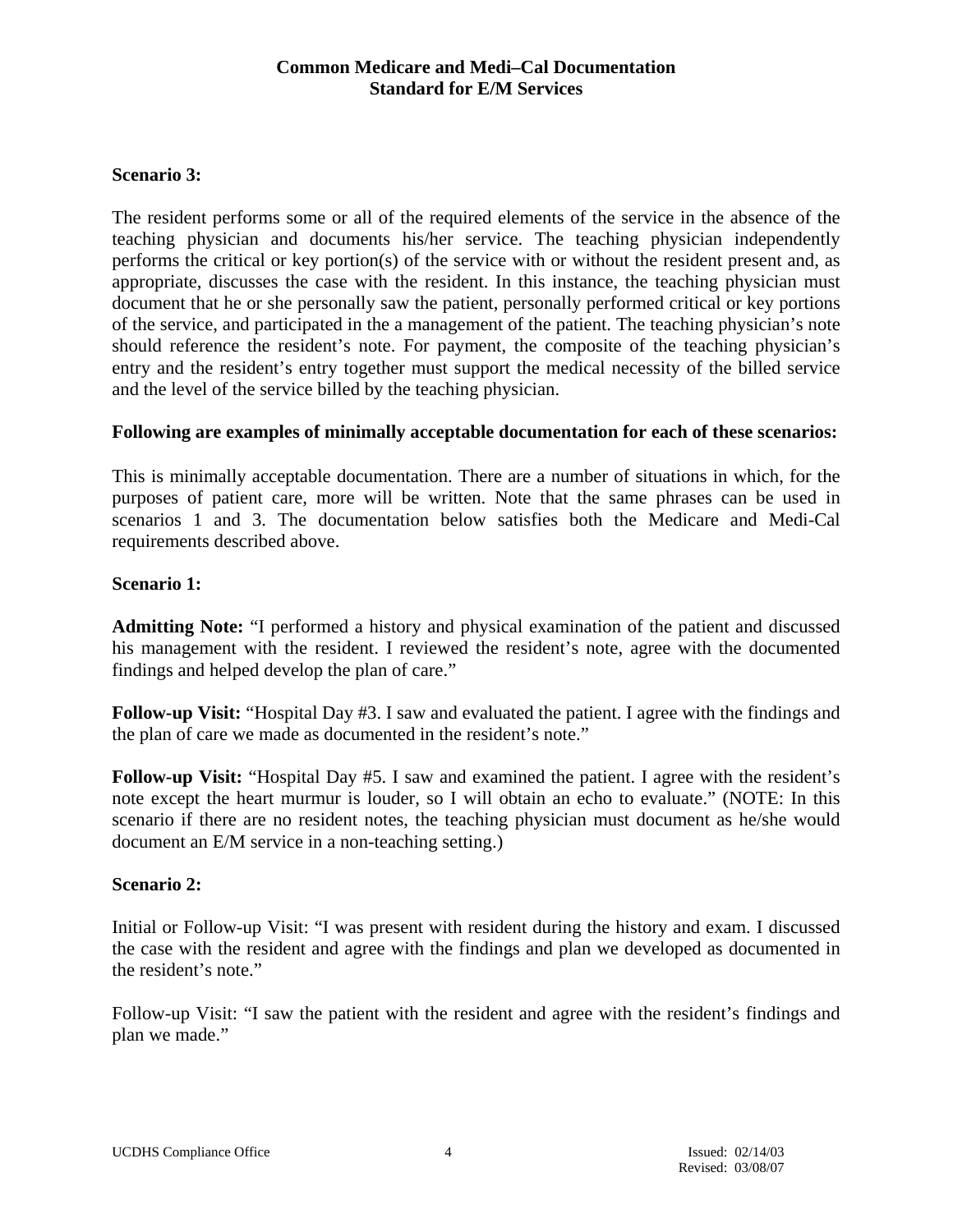**Scenario 3:**

The resident performs some or all of the required elements of the service in the absence of the teaching physician and documents his/her service. The teaching physician independently performs the critical or key portion(s) of the service with or without the resident present and, as appropriate, discusses the case with the resident. In this instance, the teaching physician must document that he or she personally saw the patient, personally performed critical or key portions of the service, and participated in the a management of the patient. The teaching physician's note should reference the resident's note. For payment, the composite of the teaching physician's entry and the resident's entry together must support the medical necessity of the billed service and the level of the service billed by the teaching physician.

**Following are examples of minimally acceptable documentation for each of these scenarios:**

This is minimally acceptable documentation. There are a number of situations in which, for the purposes of patient care, more will be written. Note that the same phrases can be used in scenarios 1 and 3. The documentation below satisfies both the Medicare and Medi-Cal requirements described above.

**Scenario 1:**

**Admitting Note:** "I performed a history and physical examination of the patient and discussed his management with the resident. I reviewed the resident's note, agree with the documented findings and helped develop the plan of care."

**Follow-up Visit:** "Hospital Day #3. I saw and evaluated the patient. I agree with the findings and the plan of care we made as documented in the resident's note."

**Follow-up Visit:** "Hospital Day #5. I saw and examined the patient. I agree with the resident's note except the heart murmur is louder, so I will obtain an echo to evaluate." (NOTE: In this scenario if there are no resident notes, the teaching physician must document as he/she would document an E/M service in a non-teaching setting.)

**Scenario 2:**

Initial or Follow-up Visit: "I was present with resident during the history and exam. I discussed the case with the resident and agree with the findings and plan we developed as documented in the resident's note."

Follow-up Visit: "I saw the patient with the resident and agree with the resident's findings and plan we made."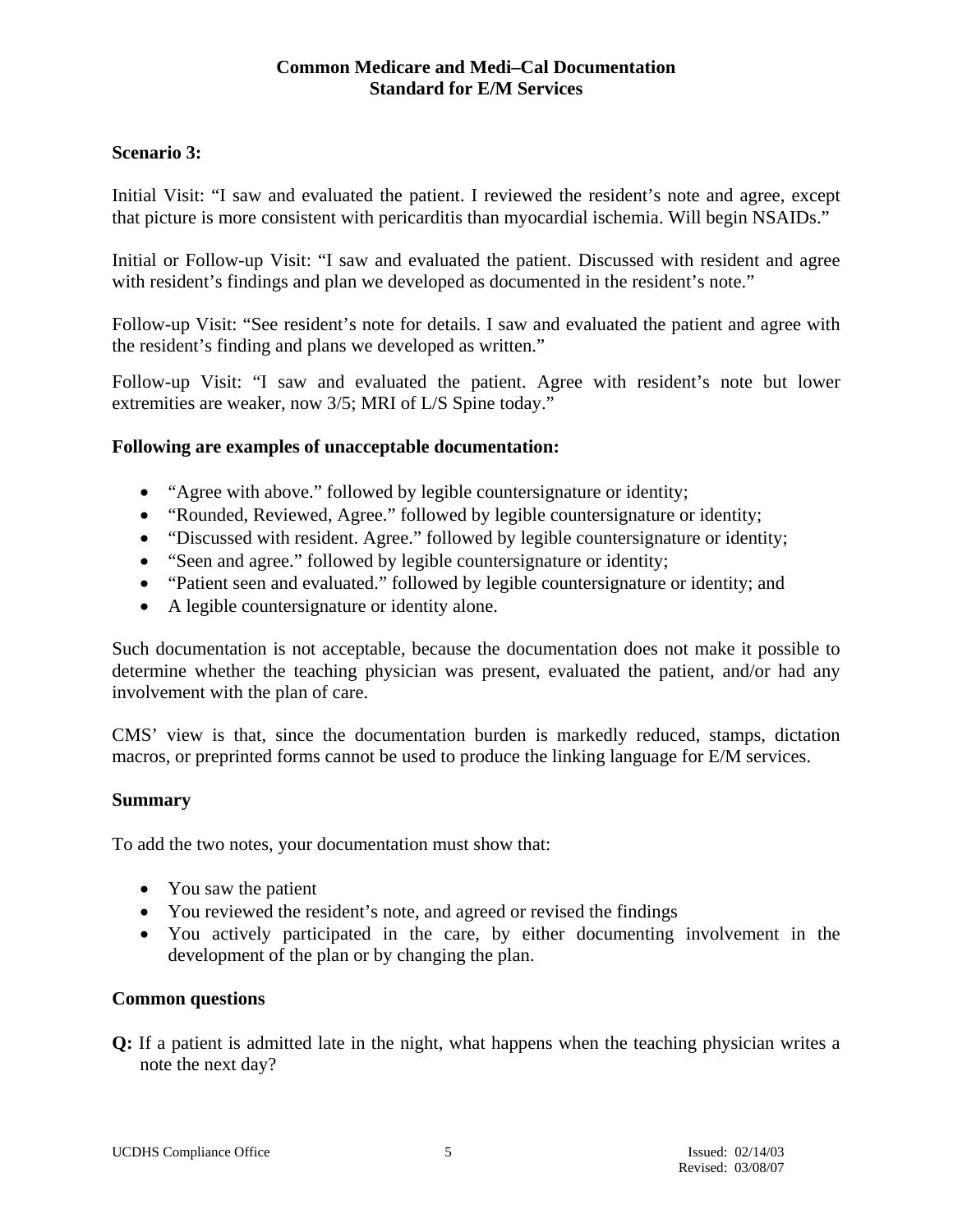**Scenario 3:**

Initial Visit: "I saw and evaluated the patient. I reviewed the resident's note and agree, except that picture is more consistent with pericarditis than myocardial ischemia. Will begin NSAIDs."

Initial or Follow-up Visit: "I saw and evaluated the patient. Discussed with resident and agree with resident's findings and plan we developed as documented in the resident's note."

Follow-up Visit: "See resident's note for details. I saw and evaluated the patient and agree with the resident's finding and plans we developed as written."

Follow-up Visit: "I saw and evaluated the patient. Agree with resident's note but lower extremities are weaker, now 3/5; MRI of L/S Spine today."

**Following are examples of unacceptable documentation:**

- "Agree with above." followed by legible countersignature or identity;
- "Rounded, Reviewed, Agree." followed by legible countersignature or identity;
- "Discussed with resident. Agree." followed by legible countersignature or identity;
- "Seen and agree." followed by legible countersignature or identity;
- "Patient seen and evaluated." followed by legible countersignature or identity; and
- A legible countersignature or identity alone.

Such documentation is not acceptable, because the documentation does not make it possible to determine whether the teaching physician was present, evaluated the patient, and/or had any involvement with the plan of care.

CMS' view is that, since the documentation burden is markedly reduced, stamps, dictation macros, or preprinted forms cannot be used to produce the linking language for E/M services.

**Summary**

To add the two notes, your documentation must show that:

- You saw the patient
- You reviewed the resident's note, and agreed or revised the findings
- You actively participated in the care, by either documenting involvement in the development of the plan or by changing the plan.

**Common questions**

**Q:** If a patient is admitted late in the night, what happens when the teaching physician writes a note the next day?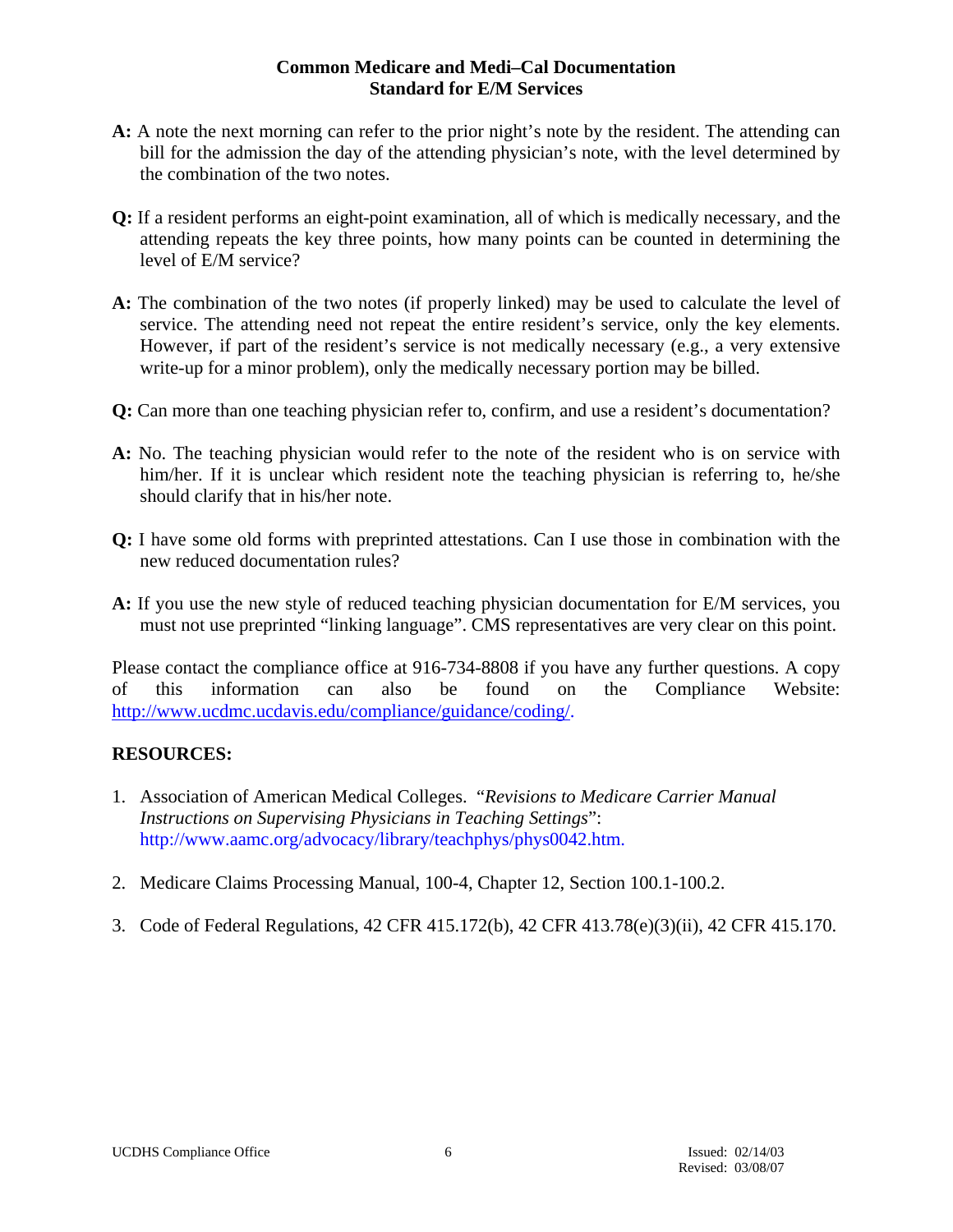**A:** A note the next morning can refer to the prior night's note by the resident. The attending can bill for the admission the day of the attending physician's note, with the level determined by the combination of the two notes.

**Q:** If a resident performs an eight-point examination, all of which is medically necessary, and the attending repeats the key three points, how many points can be counted in determining the level of E/M service?

**A:** The combination of the two notes (if properly linked) may be used to calculate the level of service. The attending need not repeat the entire resident's service, only the key elements. However, if part of the resident's service is not medically necessary (e.g., a very extensive write-up for a minor problem), only the medically necessary portion may be billed.

**Q:** Can more than one teaching physician refer to, confirm, and use a resident's documentation?

**A:** No. The teaching physician would refer to the note of the resident who is on service with him/her. If it is unclear which resident note the teaching physician is referring to, he/she should clarify that in his/her note.

**Q:** I have some old forms with preprinted attestations. Can I use those in combination with the new reduced documentation rules?

**A:** If you use the new style of reduced teaching physician documentation for E/M services, you must not use preprinted "linking language". CMS representatives are very clear on this point.

Please contact the compliance office at 916-734-8808 if you have any further questions. A copy of this information can also be found on the Compliance Website: http://www.ucdmc.ucdavis.edu/compliance/guidance/coding/.

**RESOURCES:**

1. Association of American Medical Colleges. "*Revisions to Medicare Carrier Manual Instructions on Supervising Physicians in Teaching Settings*": http://www.aamc.org/advocacy/library/teachphys/phys0042.htm.

2. Medicare Claims Processing Manual, 100-4, Chapter 12, Section 100.1-100.2.

3. Code of Federal Regulations, 42 CFR 415.172(b), 42 CFR 413.78(e)(3)(ii), 42 CFR 415.170.